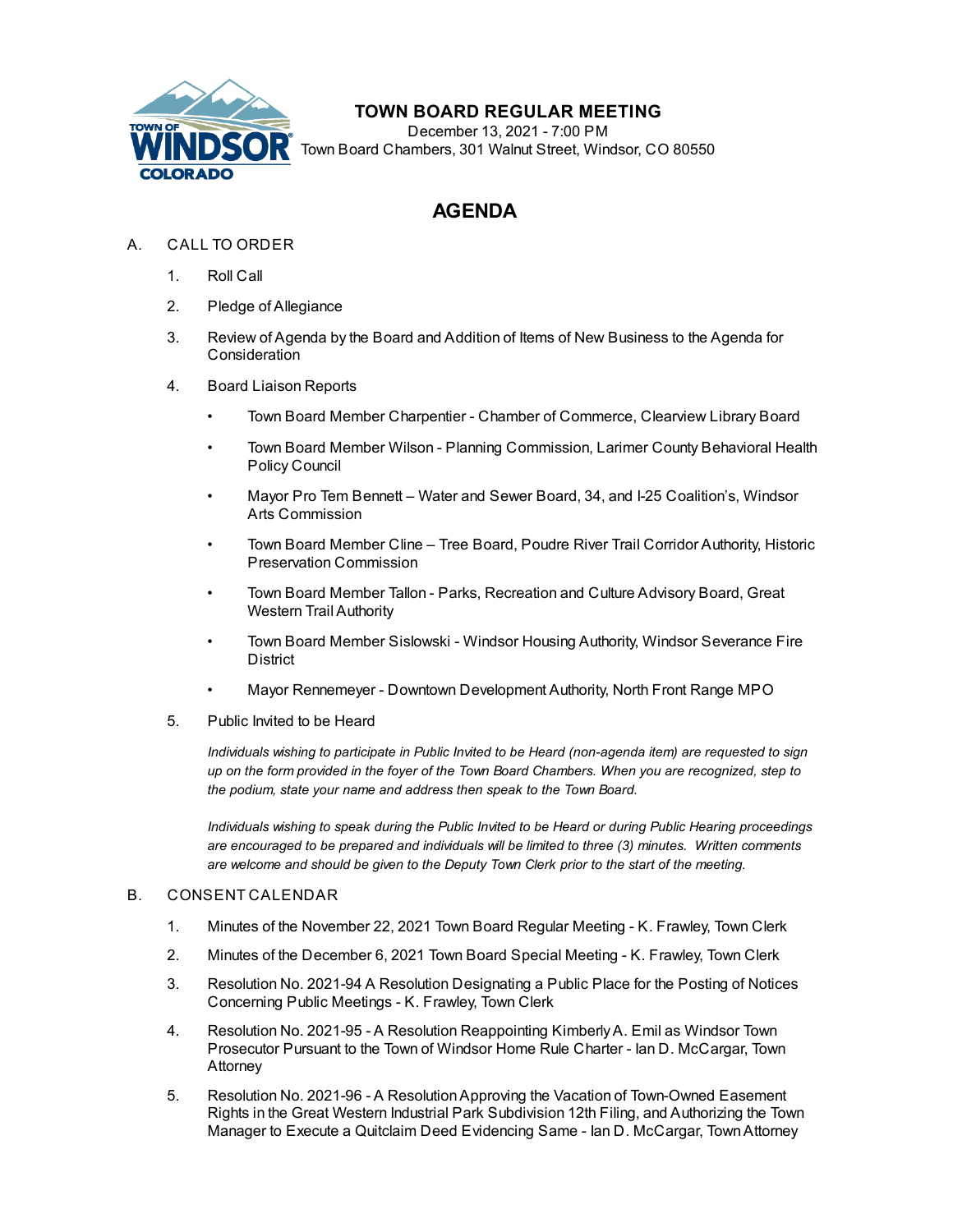TOWN OF WINDSOR COLORADO

# TOWN BOARD REGULAR MEETING

December 13, 2021 - 7:00 PM
Town Board Chambers, 301 Walnut Street, Windsor, CO 80550

## AGENDA

A. CALL TO ORDER

1. Roll Call
2. Pledge of Allegiance
3. Review of Agenda by the Board and Addition of Items of New Business to the Agenda for Consideration
4. Board Liaison Reports
   - Town Board Member Charpentier - Chamber of Commerce, Clearview Library Board
   - Town Board Member Wilson - Planning Commission, Larimer County Behavioral Health Policy Council
   - Mayor Pro Tem Bennett – Water and Sewer Board, 34, and I-25 Coalition's, Windsor Arts Commission
   - Town Board Member Cline – Tree Board, Poudre River Trail Corridor Authority, Historic Preservation Commission
   - Town Board Member Tallon - Parks, Recreation and Culture Advisory Board, Great Western Trail Authority
   - Town Board Member Sislowski - Windsor Housing Authority, Windsor Severance Fire District
   - Mayor Rennemeyer - Downtown Development Authority, North Front Range MPO
5. Public Invited to be Heard

   *Individuals wishing to participate in Public Invited to be Heard (non-agenda item) are requested to sign up on the form provided in the foyer of the Town Board Chambers. When you are recognized, step to the podium, state your name and address then speak to the Town Board.*

   *Individuals wishing to speak during the Public Invited to be Heard or during Public Hearing proceedings are encouraged to be prepared and individuals will be limited to three (3) minutes. Written comments are welcome and should be given to the Deputy Town Clerk prior to the start of the meeting.*

B. CONSENT CALENDAR

1. Minutes of the November 22, 2021 Town Board Regular Meeting - K. Frawley, Town Clerk
2. Minutes of the December 6, 2021 Town Board Special Meeting - K. Frawley, Town Clerk
3. Resolution No. 2021-94 A Resolution Designating a Public Place for the Posting of Notices Concerning Public Meetings - K. Frawley, Town Clerk
4. Resolution No. 2021-95 - A Resolution Reappointing Kimberly A. Emil as Windsor Town Prosecutor Pursuant to the Town of Windsor Home Rule Charter - Ian D. McCargar, Town Attorney
5. Resolution No. 2021-96 - A Resolution Approving the Vacation of Town-Owned Easement Rights in the Great Western Industrial Park Subdivision 12th Filing, and Authorizing the Town Manager to Execute a Quitclaim Deed Evidencing Same - Ian D. McCargar, Town Attorney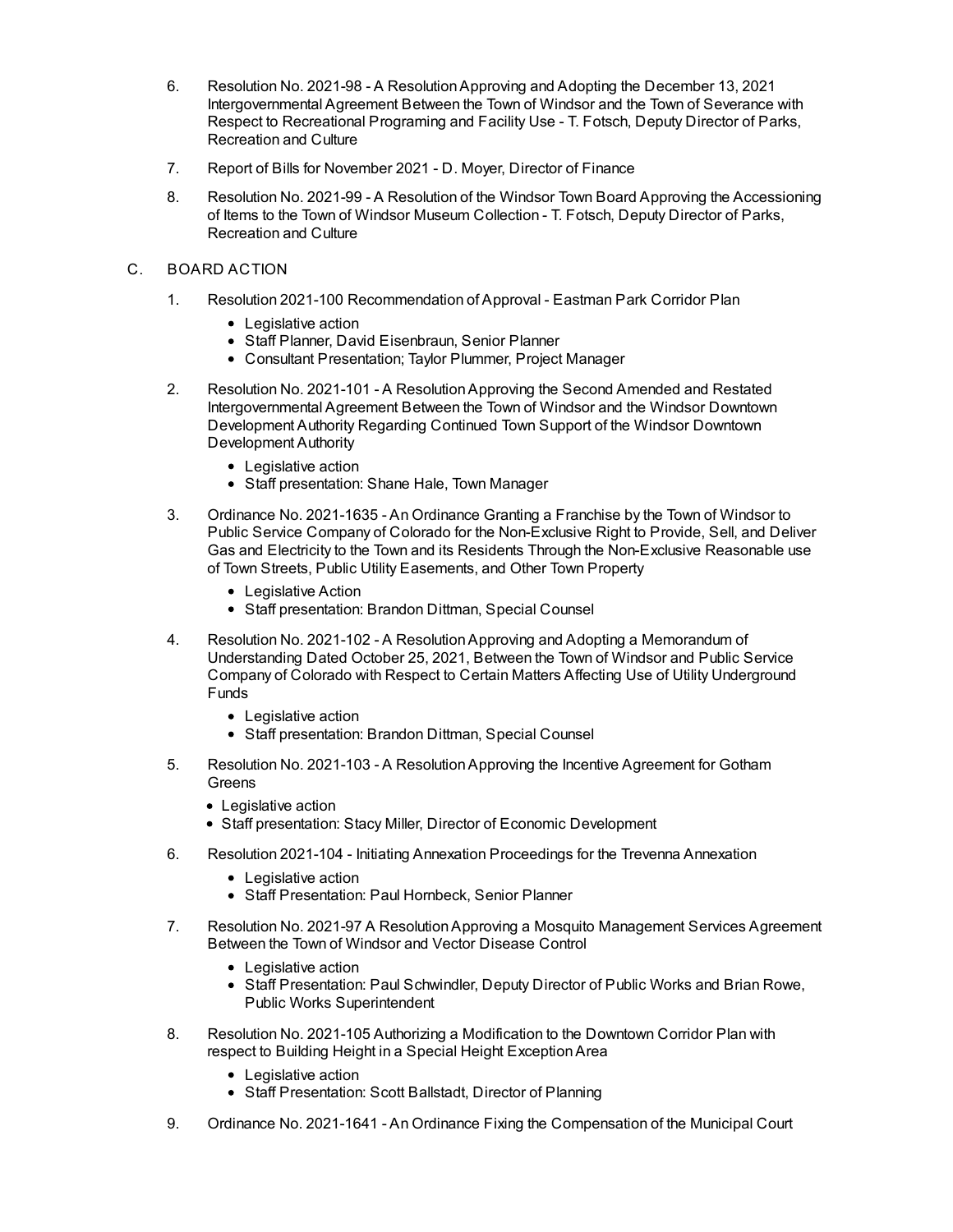6. Resolution No. 2021-98 - A Resolution Approving and Adopting the December 13, 2021 Intergovernmental Agreement Between the Town of Windsor and the Town of Severance with Respect to Recreational Programing and Facility Use - T. Fotsch, Deputy Director of Parks, Recreation and Culture

7. Report of Bills for November 2021 - D. Moyer, Director of Finance

8. Resolution No. 2021-99 - A Resolution of the Windsor Town Board Approving the Accessioning of Items to the Town of Windsor Museum Collection - T. Fotsch, Deputy Director of Parks, Recreation and Culture

C. BOARD ACTION

1. Resolution 2021-100 Recommendation of Approval - Eastman Park Corridor Plan
   - Legislative action
   - Staff Planner, David Eisenbraun, Senior Planner
   - Consultant Presentation; Taylor Plummer, Project Manager

2. Resolution No. 2021-101 - A Resolution Approving the Second Amended and Restated Intergovernmental Agreement Between the Town of Windsor and the Windsor Downtown Development Authority Regarding Continued Town Support of the Windsor Downtown Development Authority
   - Legislative action
   - Staff presentation: Shane Hale, Town Manager

3. Ordinance No. 2021-1635 - An Ordinance Granting a Franchise by the Town of Windsor to Public Service Company of Colorado for the Non-Exclusive Right to Provide, Sell, and Deliver Gas and Electricity to the Town and its Residents Through the Non-Exclusive Reasonable use of Town Streets, Public Utility Easements, and Other Town Property
   - Legislative Action
   - Staff presentation: Brandon Dittman, Special Counsel

4. Resolution No. 2021-102 - A Resolution Approving and Adopting a Memorandum of Understanding Dated October 25, 2021, Between the Town of Windsor and Public Service Company of Colorado with Respect to Certain Matters Affecting Use of Utility Underground Funds
   - Legislative action
   - Staff presentation: Brandon Dittman, Special Counsel

5. Resolution No. 2021-103 - A Resolution Approving the Incentive Agreement for Gotham Greens
   - Legislative action
   - Staff presentation: Stacy Miller, Director of Economic Development

6. Resolution 2021-104 - Initiating Annexation Proceedings for the Trevenna Annexation
   - Legislative action
   - Staff Presentation: Paul Hornbeck, Senior Planner

7. Resolution No. 2021-97 A Resolution Approving a Mosquito Management Services Agreement Between the Town of Windsor and Vector Disease Control
   - Legislative action
   - Staff Presentation: Paul Schwindler, Deputy Director of Public Works and Brian Rowe, Public Works Superintendent

8. Resolution No. 2021-105 Authorizing a Modification to the Downtown Corridor Plan with respect to Building Height in a Special Height Exception Area
   - Legislative action
   - Staff Presentation: Scott Ballstadt, Director of Planning

9. Ordinance No. 2021-1641 - An Ordinance Fixing the Compensation of the Municipal Court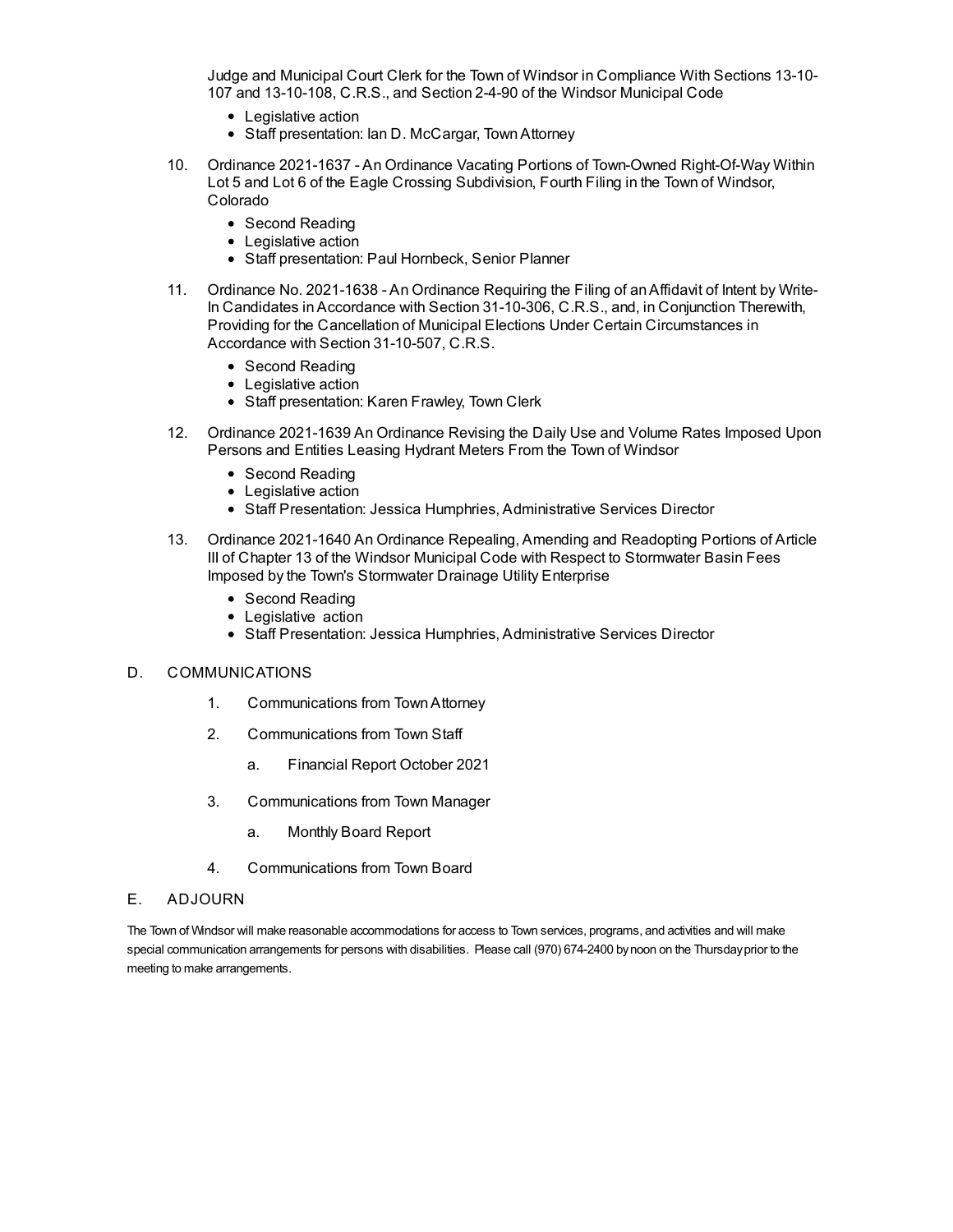Judge and Municipal Court Clerk for the Town of Windsor in Compliance With Sections 13-10-107 and 13-10-108, C.R.S., and Section 2-4-90 of the Windsor Municipal Code

- Legislative action
- Staff presentation: Ian D. McCargar, Town Attorney

10. Ordinance 2021-1637 - An Ordinance Vacating Portions of Town-Owned Right-Of-Way Within Lot 5 and Lot 6 of the Eagle Crossing Subdivision, Fourth Filing in the Town of Windsor, Colorado
    - Second Reading
    - Legislative action
    - Staff presentation: Paul Hornbeck, Senior Planner

11. Ordinance No. 2021-1638 - An Ordinance Requiring the Filing of an Affidavit of Intent by Write-In Candidates in Accordance with Section 31-10-306, C.R.S., and, in Conjunction Therewith, Providing for the Cancellation of Municipal Elections Under Certain Circumstances in Accordance with Section 31-10-507, C.R.S.
    - Second Reading
    - Legislative action
    - Staff presentation: Karen Frawley, Town Clerk

12. Ordinance 2021-1639 An Ordinance Revising the Daily Use and Volume Rates Imposed Upon Persons and Entities Leasing Hydrant Meters From the Town of Windsor
    - Second Reading
    - Legislative action
    - Staff Presentation: Jessica Humphries, Administrative Services Director

13. Ordinance 2021-1640 An Ordinance Repealing, Amending and Readopting Portions of Article III of Chapter 13 of the Windsor Municipal Code with Respect to Stormwater Basin Fees Imposed by the Town's Stormwater Drainage Utility Enterprise
    - Second Reading
    - Legislative action
    - Staff Presentation: Jessica Humphries, Administrative Services Director

D. COMMUNICATIONS

1. Communications from Town Attorney
2. Communications from Town Staff
    a. Financial Report October 2021
3. Communications from Town Manager
    a. Monthly Board Report
4. Communications from Town Board

E. ADJOURN

The Town of Windsor will make reasonable accommodations for access to Town services, programs, and activities and will make special communication arrangements for persons with disabilities. Please call (970) 674-2400 by noon on the Thursday prior to the meeting to make arrangements.